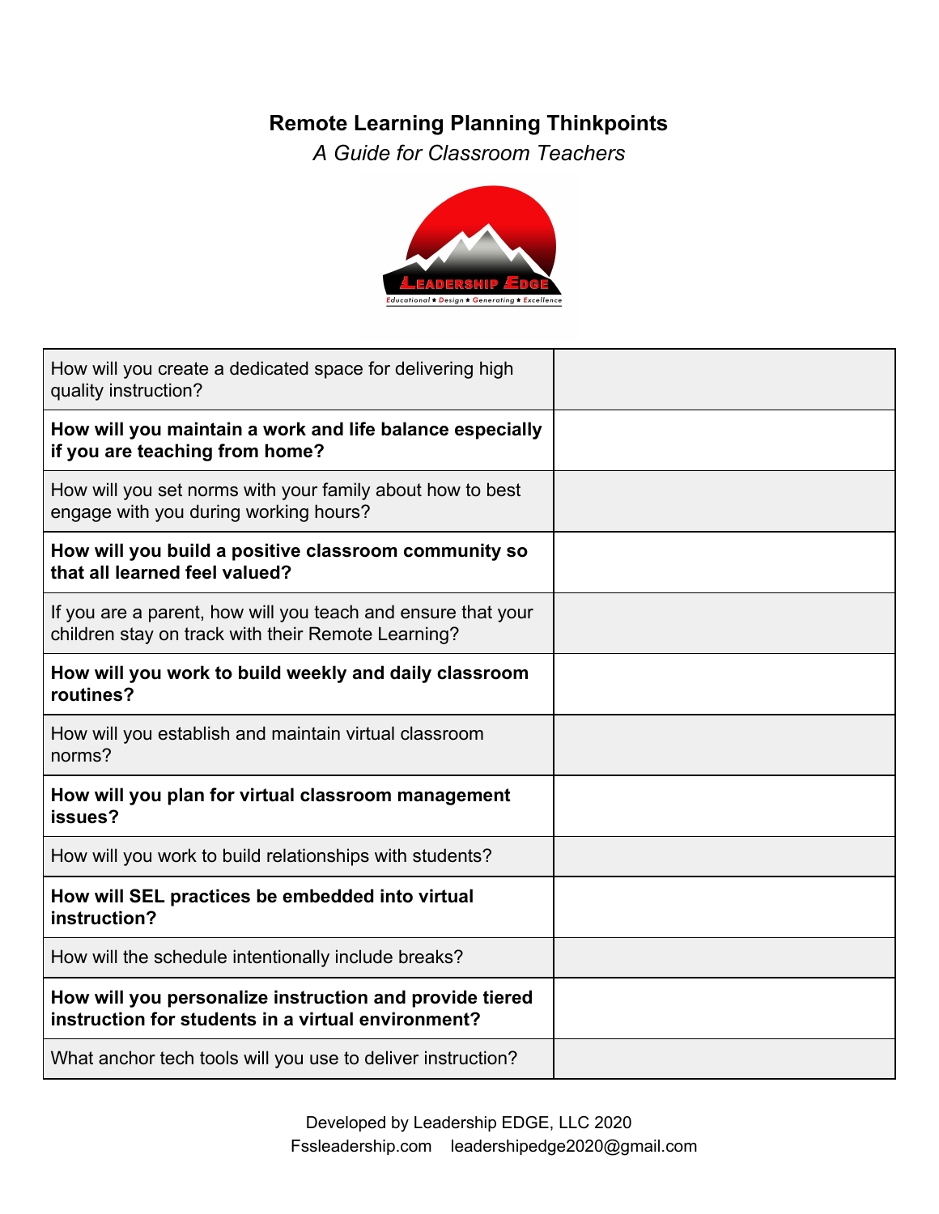# Remote Learning Planning Thinkpoints

*A Guide for Classroom Teachers*

| | |
|---|---|
| How will you create a dedicated space for delivering high quality instruction? | |
| **How will you maintain a work and life balance especially if you are teaching from home?** | |
| How will you set norms with your family about how to best engage with you during working hours? | |
| **How will you build a positive classroom community so that all learned feel valued?** | |
| If you are a parent, how will you teach and ensure that your children stay on track with their Remote Learning? | |
| **How will you work to build weekly and daily classroom routines?** | |
| How will you establish and maintain virtual classroom norms? | |
| **How will you plan for virtual classroom management issues?** | |
| How will you work to build relationships with students? | |
| **How will SEL practices be embedded into virtual instruction?** | |
| How will the schedule intentionally include breaks? | |
| **How will you personalize instruction and provide tiered instruction for students in a virtual environment?** | |
| What anchor tech tools will you use to deliver instruction? | |

Developed by Leadership EDGE, LLC 2020
Fssleadership.com leadershipedge2020@gmail.com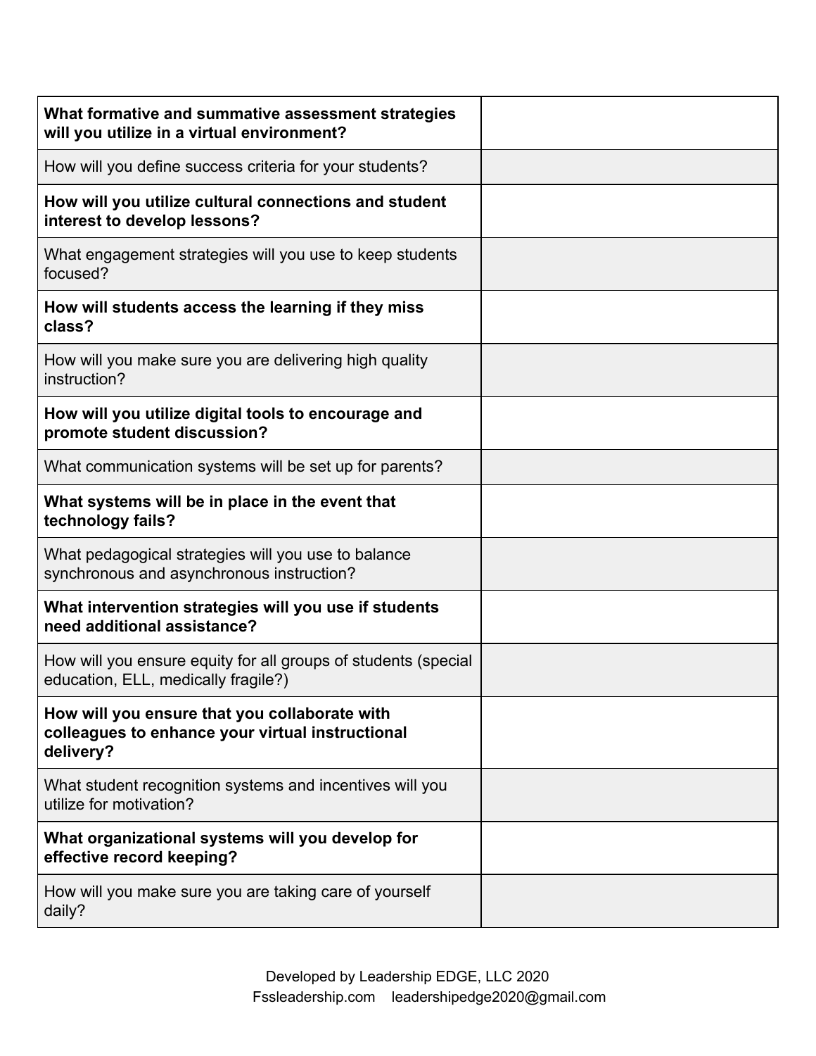| | |
|---|---|
| **What formative and summative assessment strategies will you utilize in a virtual environment?** | |
| How will you define success criteria for your students? | |
| **How will you utilize cultural connections and student interest to develop lessons?** | |
| What engagement strategies will you use to keep students focused? | |
| **How will students access the learning if they miss class?** | |
| How will you make sure you are delivering high quality instruction? | |
| **How will you utilize digital tools to encourage and promote student discussion?** | |
| What communication systems will be set up for parents? | |
| **What systems will be in place in the event that technology fails?** | |
| What pedagogical strategies will you use to balance synchronous and asynchronous instruction? | |
| **What intervention strategies will you use if students need additional assistance?** | |
| How will you ensure equity for all groups of students (special education, ELL, medically fragile?) | |
| **How will you ensure that you collaborate with colleagues to enhance your virtual instructional delivery?** | |
| What student recognition systems and incentives will you utilize for motivation? | |
| **What organizational systems will you develop for effective record keeping?** | |
| How will you make sure you are taking care of yourself daily? | |

Developed by Leadership EDGE, LLC 2020
Fssleadership.com leadershipedge2020@gmail.com